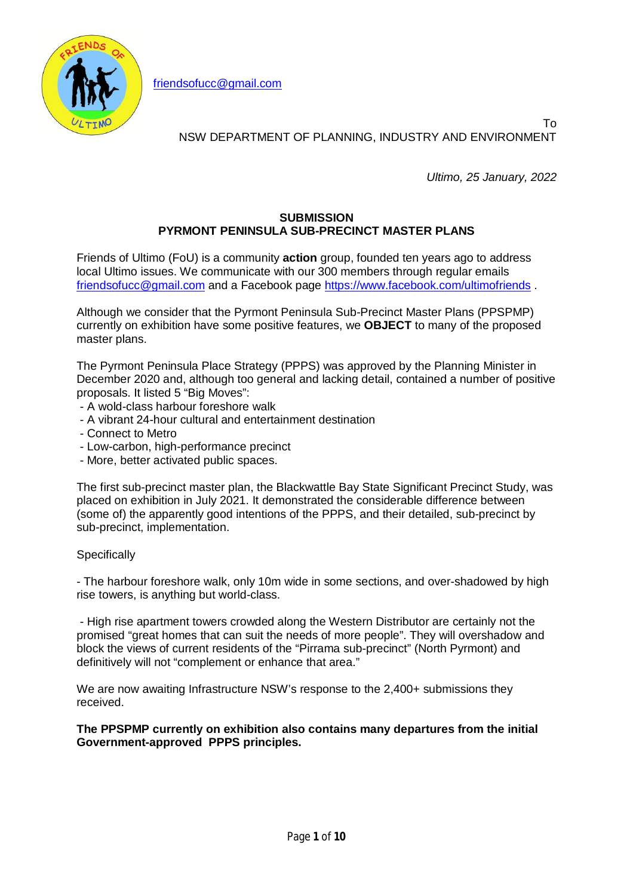friendsofucc@gmail.com

To
NSW DEPARTMENT OF PLANNING, INDUSTRY AND ENVIRONMENT

*Ultimo, 25 January, 2022*

**SUBMISSION**
**PYRMONT PENINSULA SUB-PRECINCT MASTER PLANS**

Friends of Ultimo (FoU) is a community **action** group, founded ten years ago to address local Ultimo issues. We communicate with our 300 members through regular emails friendsofucc@gmail.com and a Facebook page https://www.facebook.com/ultimofriends .

Although we consider that the Pyrmont Peninsula Sub-Precinct Master Plans (PPSPMP) currently on exhibition have some positive features, we **OBJECT** to many of the proposed master plans.

The Pyrmont Peninsula Place Strategy (PPPS) was approved by the Planning Minister in December 2020 and, although too general and lacking detail, contained a number of positive proposals. It listed 5 "Big Moves":

- A wold-class harbour foreshore walk
- A vibrant 24-hour cultural and entertainment destination
- Connect to Metro
- Low-carbon, high-performance precinct
- More, better activated public spaces.

The first sub-precinct master plan, the Blackwattle Bay State Significant Precinct Study, was placed on exhibition in July 2021. It demonstrated the considerable difference between (some of) the apparently good intentions of the PPPS, and their detailed, sub-precinct by sub-precinct, implementation.

Specifically

- The harbour foreshore walk, only 10m wide in some sections, and over-shadowed by high rise towers, is anything but world-class.

- High rise apartment towers crowded along the Western Distributor are certainly not the promised "great homes that can suit the needs of more people". They will overshadow and block the views of current residents of the "Pirrama sub-precinct" (North Pyrmont) and definitively will not "complement or enhance that area."

We are now awaiting Infrastructure NSW's response to the 2,400+ submissions they received.

**The PPSPMP currently on exhibition also contains many departures from the initial Government-approved PPPS principles.**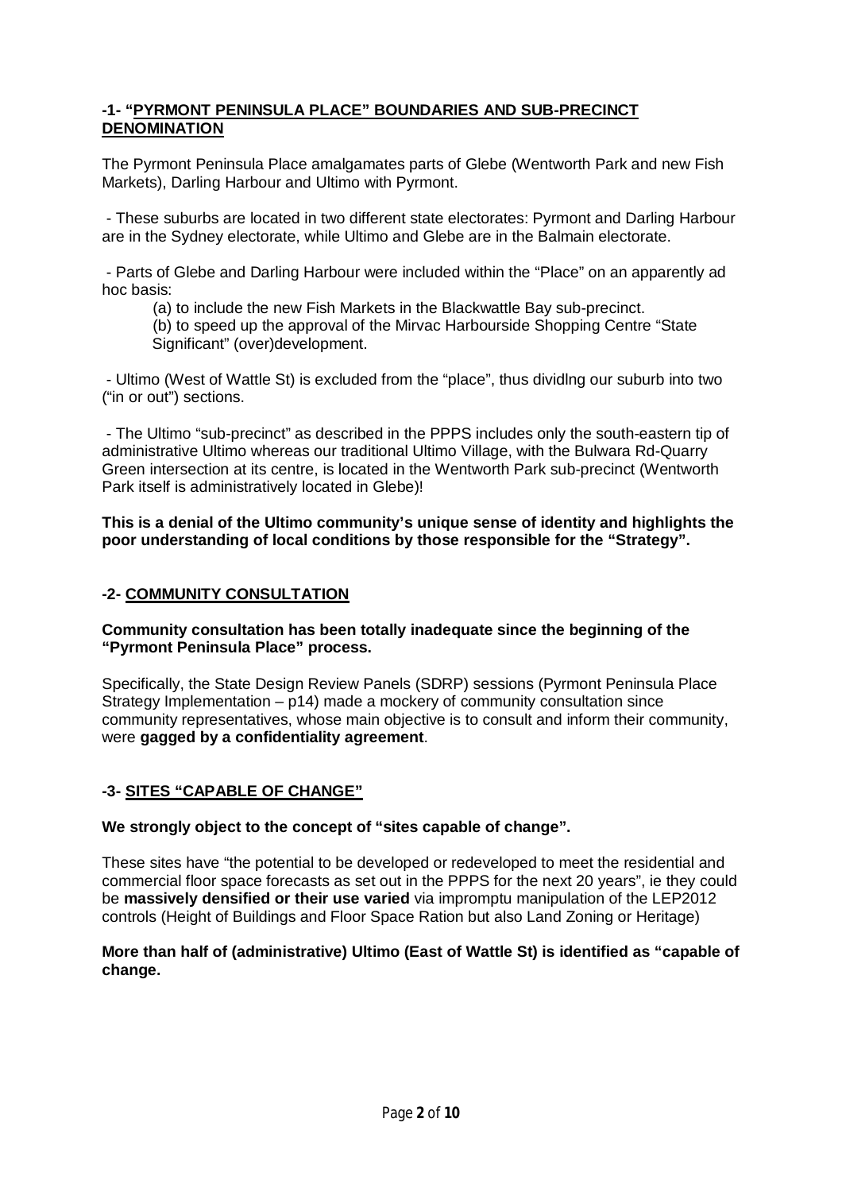## -1- "PYRMONT PENINSULA PLACE" BOUNDARIES AND SUB-PRECINCT DENOMINATION

The Pyrmont Peninsula Place amalgamates parts of Glebe (Wentworth Park and new Fish Markets), Darling Harbour and Ultimo with Pyrmont.

- These suburbs are located in two different state electorates: Pyrmont and Darling Harbour are in the Sydney electorate, while Ultimo and Glebe are in the Balmain electorate.

- Parts of Glebe and Darling Harbour were included within the "Place" on an apparently ad hoc basis:

  (a) to include the new Fish Markets in the Blackwattle Bay sub-precinct.
  
  (b) to speed up the approval of the Mirvac Harbourside Shopping Centre "State Significant" (over)development.

- Ultimo (West of Wattle St) is excluded from the "place", thus dividlng our suburb into two ("in or out") sections.

- The Ultimo "sub-precinct" as described in the PPPS includes only the south-eastern tip of administrative Ultimo whereas our traditional Ultimo Village, with the Bulwara Rd-Quarry Green intersection at its centre, is located in the Wentworth Park sub-precinct (Wentworth Park itself is administratively located in Glebe)!

**This is a denial of the Ultimo community's unique sense of identity and highlights the poor understanding of local conditions by those responsible for the "Strategy".**

## -2- COMMUNITY CONSULTATION

**Community consultation has been totally inadequate since the beginning of the "Pyrmont Peninsula Place" process.**

Specifically, the State Design Review Panels (SDRP) sessions (Pyrmont Peninsula Place Strategy Implementation – p14) made a mockery of community consultation since community representatives, whose main objective is to consult and inform their community, were **gagged by a confidentiality agreement**.

## -3- SITES "CAPABLE OF CHANGE"

**We strongly object to the concept of "sites capable of change".**

These sites have "the potential to be developed or redeveloped to meet the residential and commercial floor space forecasts as set out in the PPPS for the next 20 years", ie they could be **massively densified or their use varied** via impromptu manipulation of the LEP2012 controls (Height of Buildings and Floor Space Ration but also Land Zoning or Heritage)

**More than half of (administrative) Ultimo (East of Wattle St) is identified as "capable of change.**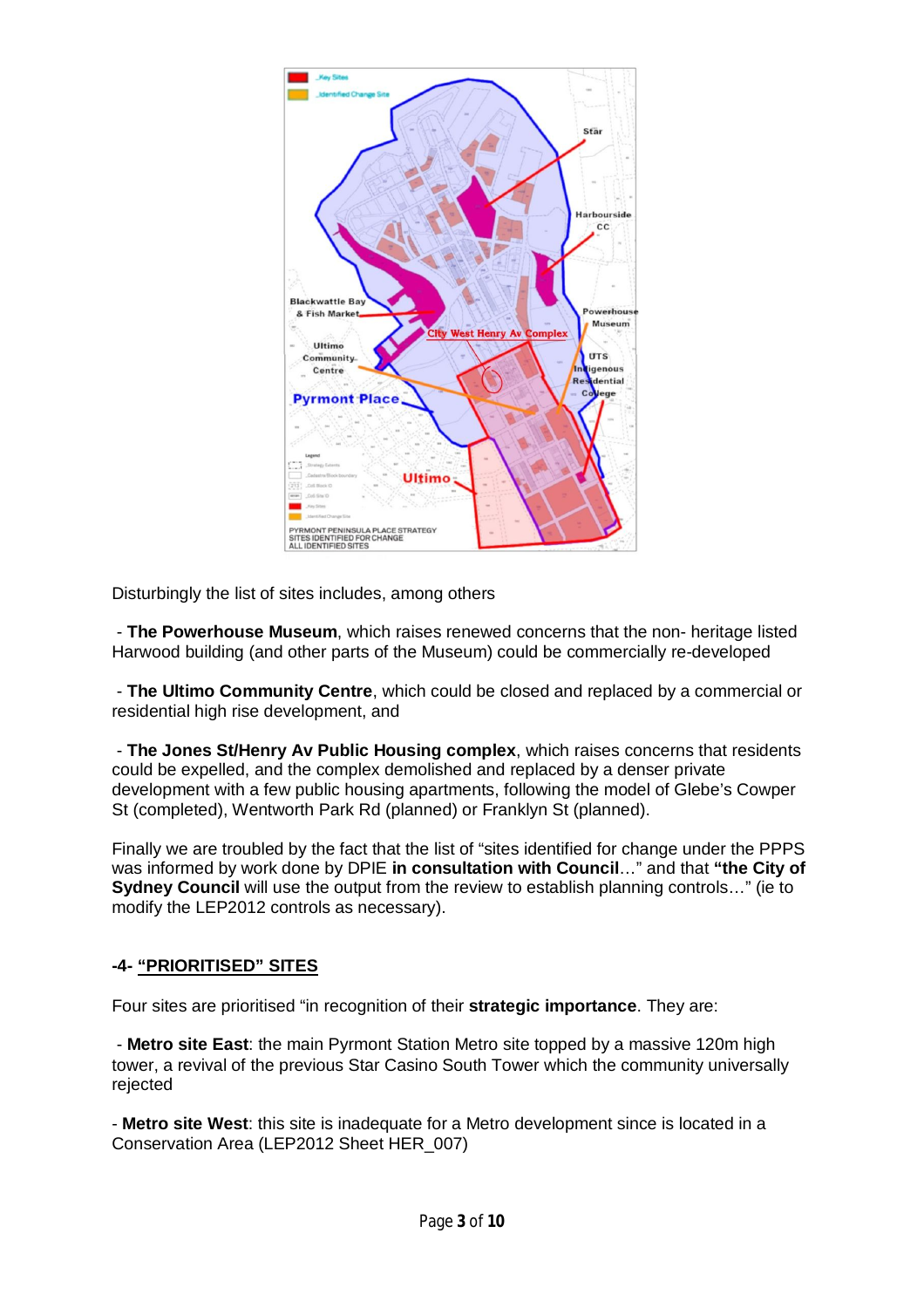Disturbingly the list of sites includes, among others

- **The Powerhouse Museum**, which raises renewed concerns that the non- heritage listed Harwood building (and other parts of the Museum) could be commercially re-developed

- **The Ultimo Community Centre**, which could be closed and replaced by a commercial or residential high rise development, and

- **The Jones St/Henry Av Public Housing complex**, which raises concerns that residents could be expelled, and the complex demolished and replaced by a denser private development with a few public housing apartments, following the model of Glebe's Cowper St (completed), Wentworth Park Rd (planned) or Franklyn St (planned).

Finally we are troubled by the fact that the list of "sites identified for change under the PPPS was informed by work done by DPIE **in consultation with Council**…" and that **"the City of Sydney Council** will use the output from the review to establish planning controls…" (ie to modify the LEP2012 controls as necessary).

## -4- "PRIORITISED" SITES

Four sites are prioritised "in recognition of their **strategic importance**. They are:

- **Metro site East**: the main Pyrmont Station Metro site topped by a massive 120m high tower, a revival of the previous Star Casino South Tower which the community universally rejected

- **Metro site West**: this site is inadequate for a Metro development since is located in a Conservation Area (LEP2012 Sheet HER_007)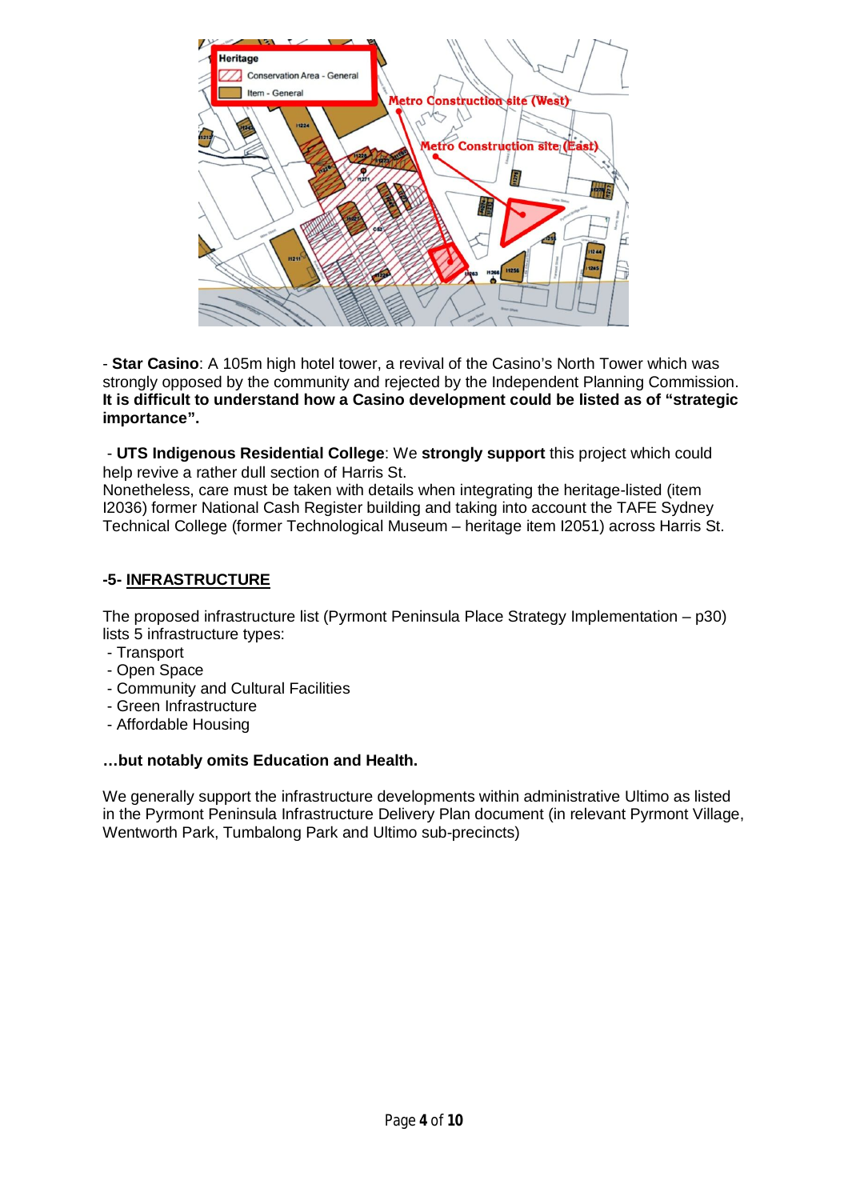- **Star Casino**: A 105m high hotel tower, a revival of the Casino's North Tower which was strongly opposed by the community and rejected by the Independent Planning Commission. **It is difficult to understand how a Casino development could be listed as of "strategic importance".**

- **UTS Indigenous Residential College**: We **strongly support** this project which could help revive a rather dull section of Harris St.
Nonetheless, care must be taken with details when integrating the heritage-listed (item I2036) former National Cash Register building and taking into account the TAFE Sydney Technical College (former Technological Museum – heritage item I2051) across Harris St.

## -5- INFRASTRUCTURE

The proposed infrastructure list (Pyrmont Peninsula Place Strategy Implementation – p30) lists 5 infrastructure types:

- Transport
- Open Space
- Community and Cultural Facilities
- Green Infrastructure
- Affordable Housing

**…but notably omits Education and Health.**

We generally support the infrastructure developments within administrative Ultimo as listed in the Pyrmont Peninsula Infrastructure Delivery Plan document (in relevant Pyrmont Village, Wentworth Park, Tumbalong Park and Ultimo sub-precincts)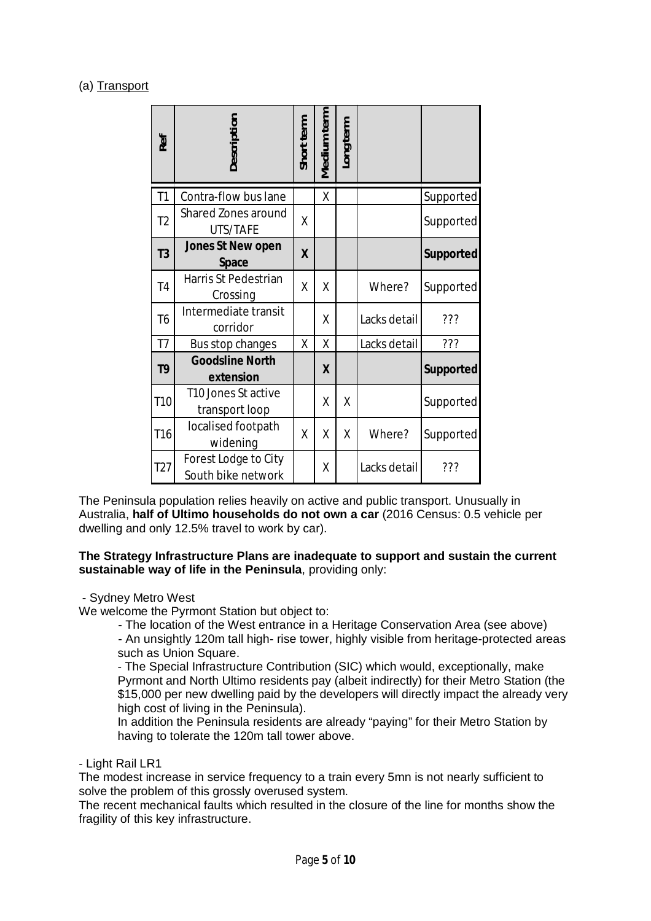(a) Transport

| Ref | Description | Short term | Medium term | Long term | | |
|---|---|---|---|---|---|---|
| T1 | Contra-flow bus lane | | X | | | Supported |
| T2 | Shared Zones around UTS/TAFE | X | | | | Supported |
| **T3** | **Jones St New open Space** | **X** | | | | **Supported** |
| T4 | Harris St Pedestrian Crossing | X | X | | Where? | Supported |
| T6 | Intermediate transit corridor | | X | | Lacks detail | ??? |
| T7 | Bus stop changes | X | X | | Lacks detail | ??? |
| **T9** | **Goodsline North extension** | | **X** | | | **Supported** |
| T10 | T10 Jones St active transport loop | | X | X | | Supported |
| T16 | localised footpath widening | X | X | X | Where? | Supported |
| T27 | Forest Lodge to City South bike network | | X | | Lacks detail | ??? |

The Peninsula population relies heavily on active and public transport. Unusually in Australia, **half of Ultimo households do not own a car** (2016 Census: 0.5 vehicle per dwelling and only 12.5% travel to work by car).

**The Strategy Infrastructure Plans are inadequate to support and sustain the current sustainable way of life in the Peninsula**, providing only:

- Sydney Metro West

We welcome the Pyrmont Station but object to:

- The location of the West entrance in a Heritage Conservation Area (see above)
- An unsightly 120m tall high- rise tower, highly visible from heritage-protected areas such as Union Square.
- The Special Infrastructure Contribution (SIC) which would, exceptionally, make Pyrmont and North Ultimo residents pay (albeit indirectly) for their Metro Station (the $15,000 per new dwelling paid by the developers will directly impact the already very high cost of living in the Peninsula).

In addition the Peninsula residents are already "paying" for their Metro Station by having to tolerate the 120m tall tower above.

- Light Rail LR1

The modest increase in service frequency to a train every 5mn is not nearly sufficient to solve the problem of this grossly overused system.

The recent mechanical faults which resulted in the closure of the line for months show the fragility of this key infrastructure.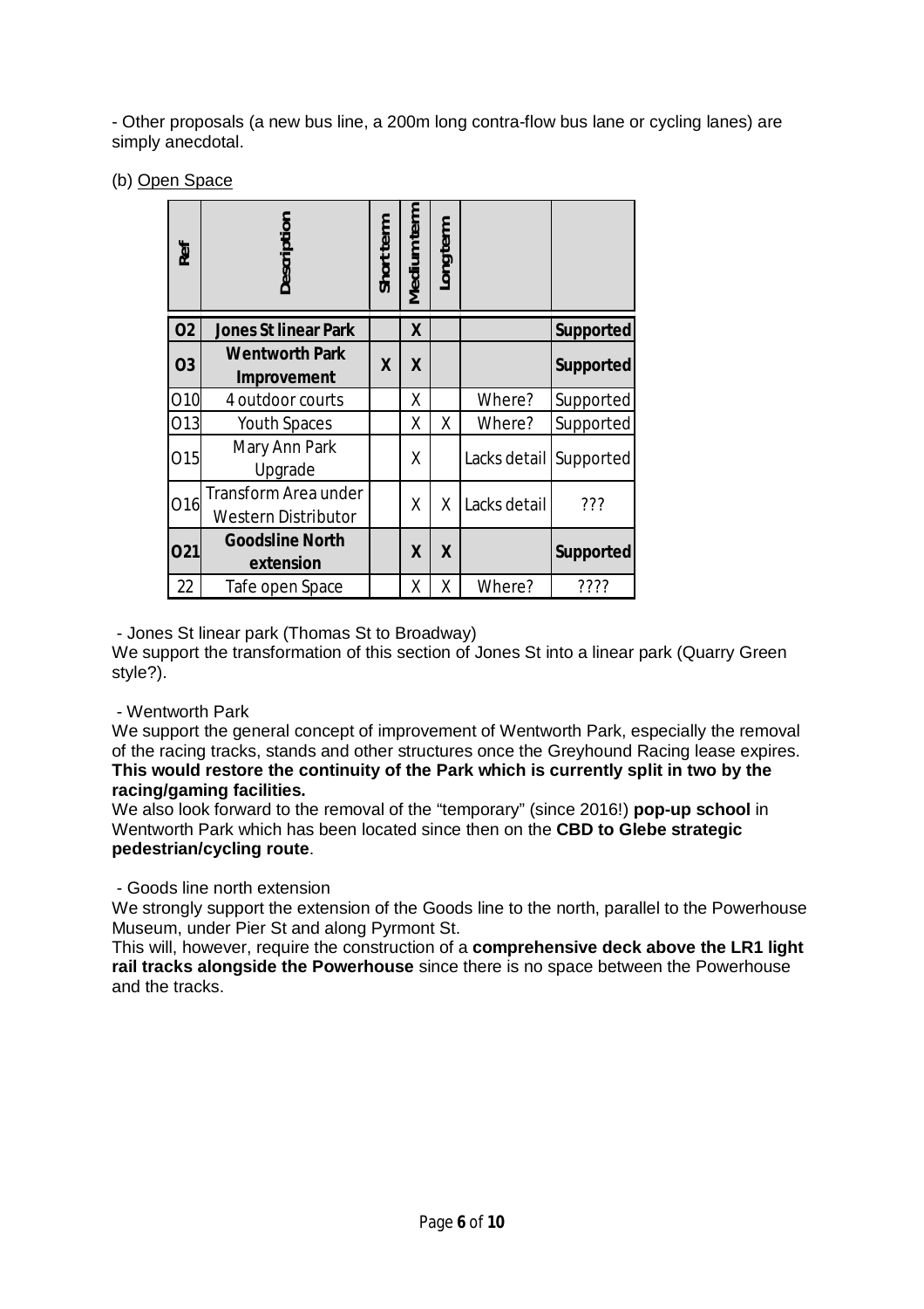- Other proposals (a new bus line, a 200m long contra-flow bus lane or cycling lanes) are simply anecdotal.

(b) Open Space

| Ref | Description | Short term | Medium term | Long term | | |
|---|---|---|---|---|---|---|
| **O2** | **Jones St linear Park** | | **X** | | | **Supported** |
| **O3** | **Wentworth Park Improvement** | **X** | **X** | | | **Supported** |
| O10 | 4 outdoor courts | | X | | Where? | Supported |
| O13 | Youth Spaces | | X | X | Where? | Supported |
| O15 | Mary Ann Park Upgrade | | X | | Lacks detail | Supported |
| O16 | Transform Area under Western Distributor | | X | X | Lacks detail | ??? |
| **O21** | **Goodsline North extension** | | **X** | **X** | | **Supported** |
| 22 | Tafe open Space | | X | X | Where? | ???? |

- Jones St linear park (Thomas St to Broadway)

We support the transformation of this section of Jones St into a linear park (Quarry Green style?).

- Wentworth Park

We support the general concept of improvement of Wentworth Park, especially the removal of the racing tracks, stands and other structures once the Greyhound Racing lease expires. **This would restore the continuity of the Park which is currently split in two by the racing/gaming facilities.**

We also look forward to the removal of the "temporary" (since 2016!) **pop-up school** in Wentworth Park which has been located since then on the **CBD to Glebe strategic pedestrian/cycling route**.

- Goods line north extension

We strongly support the extension of the Goods line to the north, parallel to the Powerhouse Museum, under Pier St and along Pyrmont St.

This will, however, require the construction of a **comprehensive deck above the LR1 light rail tracks alongside the Powerhouse** since there is no space between the Powerhouse and the tracks.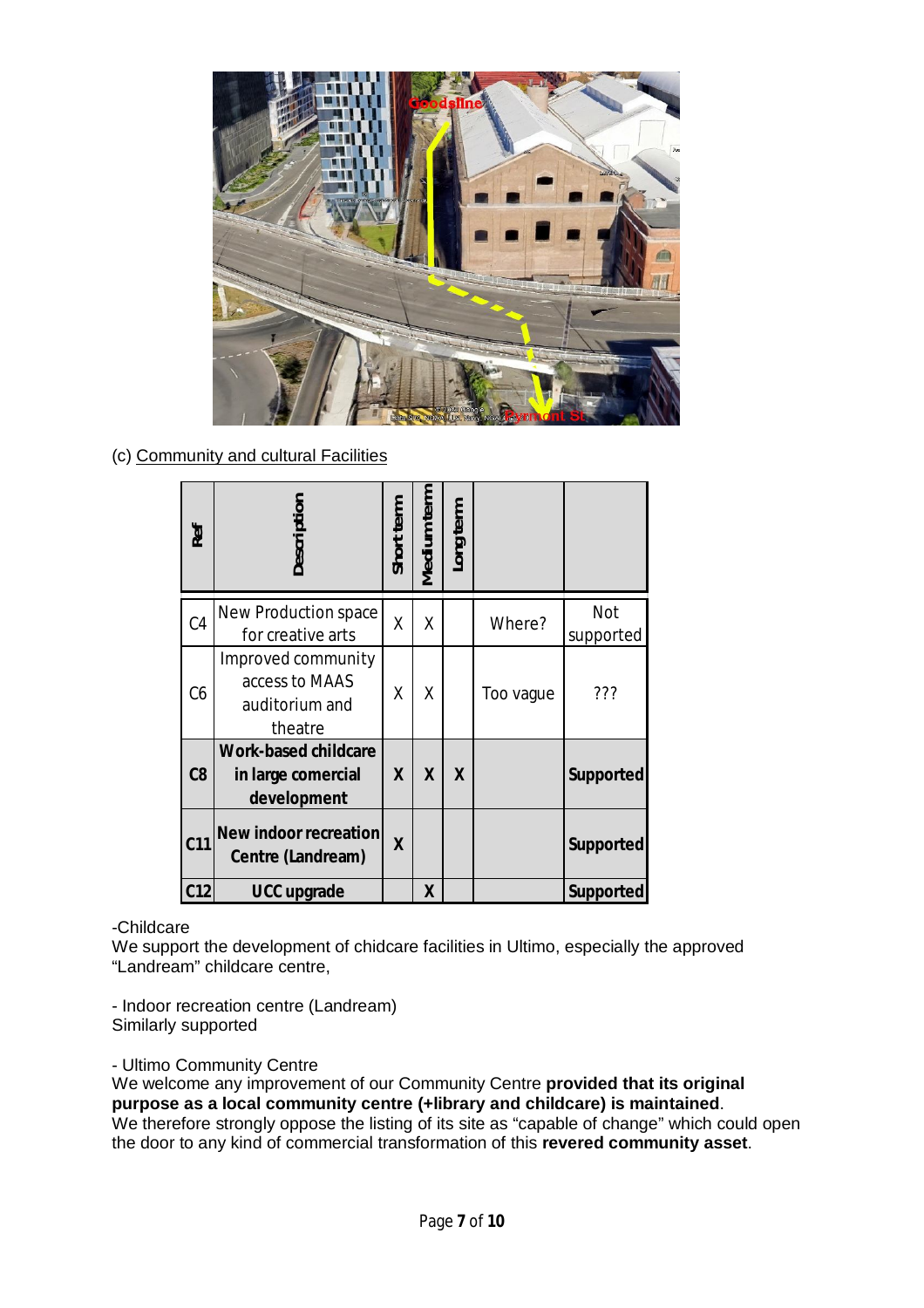(c) Community and cultural Facilities

| Ref | Description | Short term | Medium term | Long term | | |
|---|---|---|---|---|---|---|
| C4 | New Production space for creative arts | X | X | | Where? | Not supported |
| C6 | Improved community access to MAAS auditorium and theatre | X | X | | Too vague | ??? |
| **C8** | **Work-based childcare in large comercial development** | **X** | **X** | **X** | | **Supported** |
| **C11** | **New indoor recreation Centre (Landream)** | **X** | | | | **Supported** |
| **C12** | **UCC upgrade** | | **X** | | | **Supported** |

-Childcare
We support the development of chidcare facilities in Ultimo, especially the approved “Landream” childcare centre,

- Indoor recreation centre (Landream)
Similarly supported

- Ultimo Community Centre
We welcome any improvement of our Community Centre **provided that its original purpose as a local community centre (+library and childcare) is maintained**.
We therefore strongly oppose the listing of its site as “capable of change” which could open the door to any kind of commercial transformation of this **revered community asset**.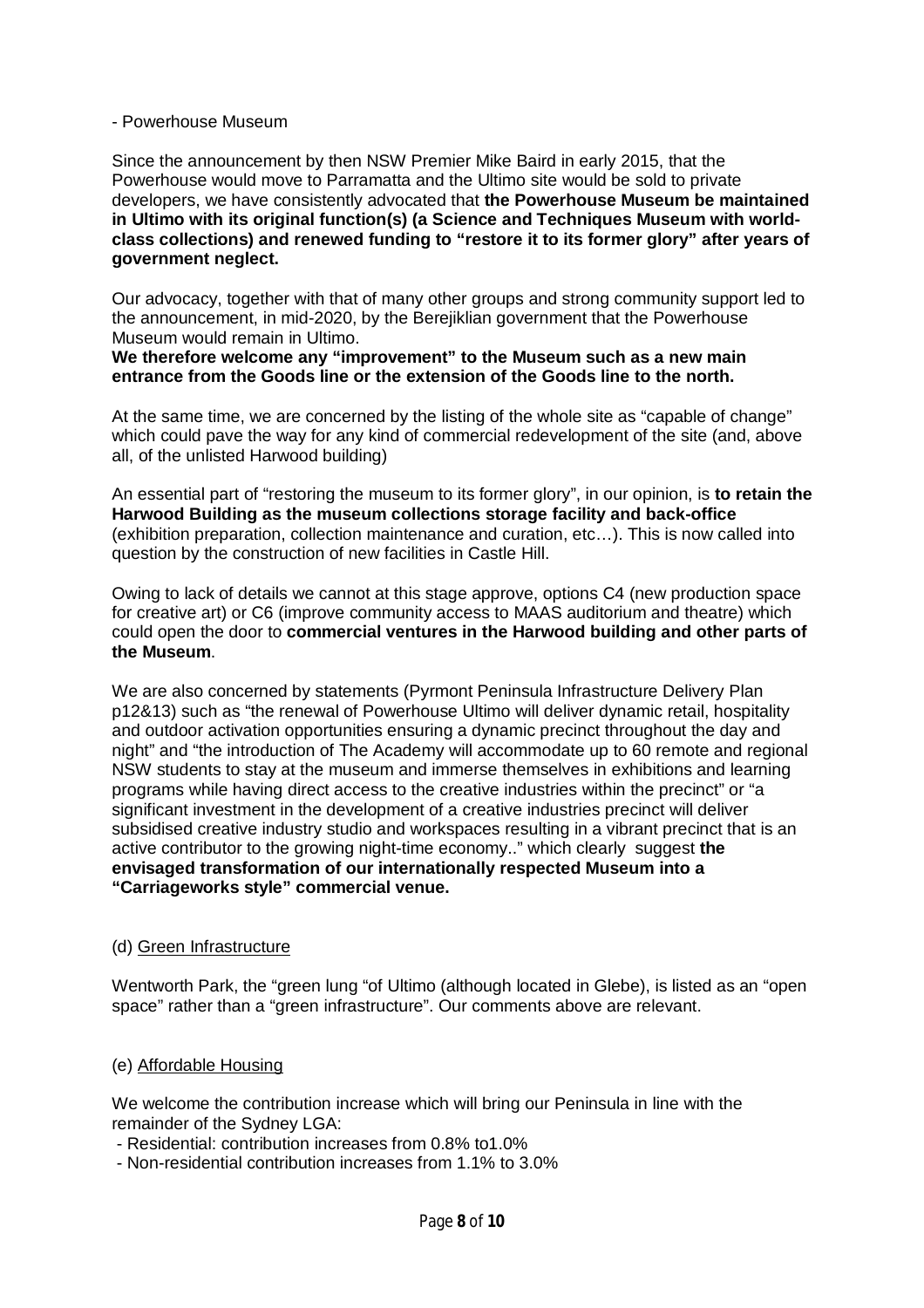- Powerhouse Museum

Since the announcement by then NSW Premier Mike Baird in early 2015, that the Powerhouse would move to Parramatta and the Ultimo site would be sold to private developers, we have consistently advocated that **the Powerhouse Museum be maintained in Ultimo with its original function(s) (a Science and Techniques Museum with world-class collections) and renewed funding to "restore it to its former glory" after years of government neglect.**

Our advocacy, together with that of many other groups and strong community support led to the announcement, in mid-2020, by the Berejiklian government that the Powerhouse Museum would remain in Ultimo.
**We therefore welcome any "improvement" to the Museum such as a new main entrance from the Goods line or the extension of the Goods line to the north.**

At the same time, we are concerned by the listing of the whole site as "capable of change" which could pave the way for any kind of commercial redevelopment of the site (and, above all, of the unlisted Harwood building)

An essential part of "restoring the museum to its former glory", in our opinion, is **to retain the Harwood Building as the museum collections storage facility and back-office** (exhibition preparation, collection maintenance and curation, etc…). This is now called into question by the construction of new facilities in Castle Hill.

Owing to lack of details we cannot at this stage approve, options C4 (new production space for creative art) or C6 (improve community access to MAAS auditorium and theatre) which could open the door to **commercial ventures in the Harwood building and other parts of the Museum**.

We are also concerned by statements (Pyrmont Peninsula Infrastructure Delivery Plan p12&13) such as "the renewal of Powerhouse Ultimo will deliver dynamic retail, hospitality and outdoor activation opportunities ensuring a dynamic precinct throughout the day and night" and "the introduction of The Academy will accommodate up to 60 remote and regional NSW students to stay at the museum and immerse themselves in exhibitions and learning programs while having direct access to the creative industries within the precinct" or "a significant investment in the development of a creative industries precinct will deliver subsidised creative industry studio and workspaces resulting in a vibrant precinct that is an active contributor to the growing night-time economy.." which clearly suggest **the envisaged transformation of our internationally respected Museum into a "Carriageworks style" commercial venue.**

(d) Green Infrastructure

Wentworth Park, the "green lung "of Ultimo (although located in Glebe), is listed as an "open space" rather than a "green infrastructure". Our comments above are relevant.

(e) Affordable Housing

We welcome the contribution increase which will bring our Peninsula in line with the remainder of the Sydney LGA:

- Residential: contribution increases from 0.8% to1.0%
- Non-residential contribution increases from 1.1% to 3.0%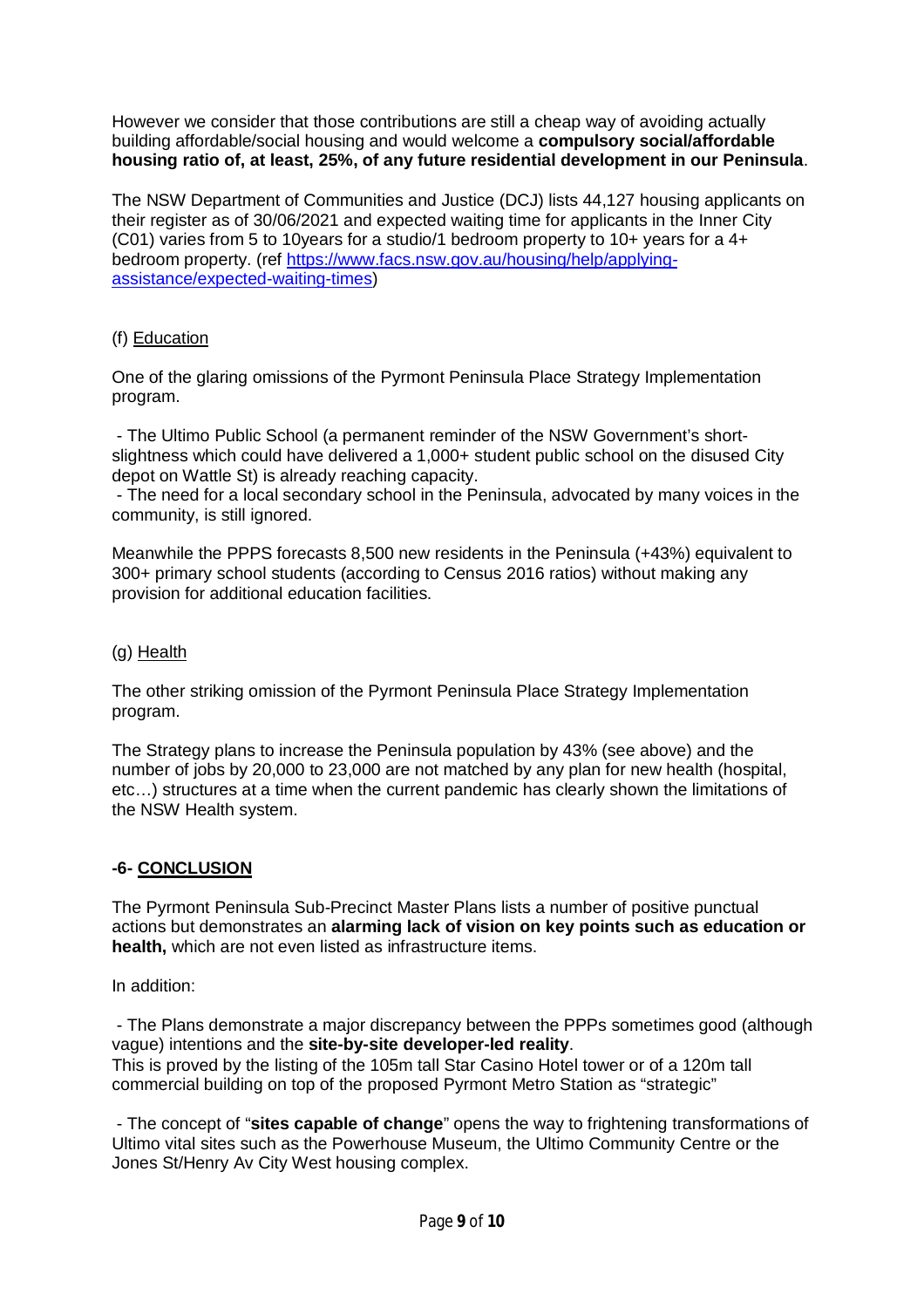However we consider that those contributions are still a cheap way of avoiding actually building affordable/social housing and would welcome a **compulsory social/affordable housing ratio of, at least, 25%, of any future residential development in our Peninsula**.

The NSW Department of Communities and Justice (DCJ) lists 44,127 housing applicants on their register as of 30/06/2021 and expected waiting time for applicants in the Inner City (C01) varies from 5 to 10years for a studio/1 bedroom property to 10+ years for a 4+ bedroom property. (ref [https://www.facs.nsw.gov.au/housing/help/applying-assistance/expected-waiting-times](https://www.facs.nsw.gov.au/housing/help/applying-assistance/expected-waiting-times))

(f) Education

One of the glaring omissions of the Pyrmont Peninsula Place Strategy Implementation program.

- The Ultimo Public School (a permanent reminder of the NSW Government's short-slightness which could have delivered a 1,000+ student public school on the disused City depot on Wattle St) is already reaching capacity.
- The need for a local secondary school in the Peninsula, advocated by many voices in the community, is still ignored.

Meanwhile the PPPS forecasts 8,500 new residents in the Peninsula (+43%) equivalent to 300+ primary school students (according to Census 2016 ratios) without making any provision for additional education facilities.

(g) Health

The other striking omission of the Pyrmont Peninsula Place Strategy Implementation program.

The Strategy plans to increase the Peninsula population by 43% (see above) and the number of jobs by 20,000 to 23,000 are not matched by any plan for new health (hospital, etc…) structures at a time when the current pandemic has clearly shown the limitations of the NSW Health system.

## -6- CONCLUSION

The Pyrmont Peninsula Sub-Precinct Master Plans lists a number of positive punctual actions but demonstrates an **alarming lack of vision on key points such as education or health,** which are not even listed as infrastructure items.

In addition:

- The Plans demonstrate a major discrepancy between the PPPs sometimes good (although vague) intentions and the **site-by-site developer-led reality**.
  This is proved by the listing of the 105m tall Star Casino Hotel tower or of a 120m tall commercial building on top of the proposed Pyrmont Metro Station as "strategic"

- The concept of "**sites capable of change**" opens the way to frightening transformations of Ultimo vital sites such as the Powerhouse Museum, the Ultimo Community Centre or the Jones St/Henry Av City West housing complex.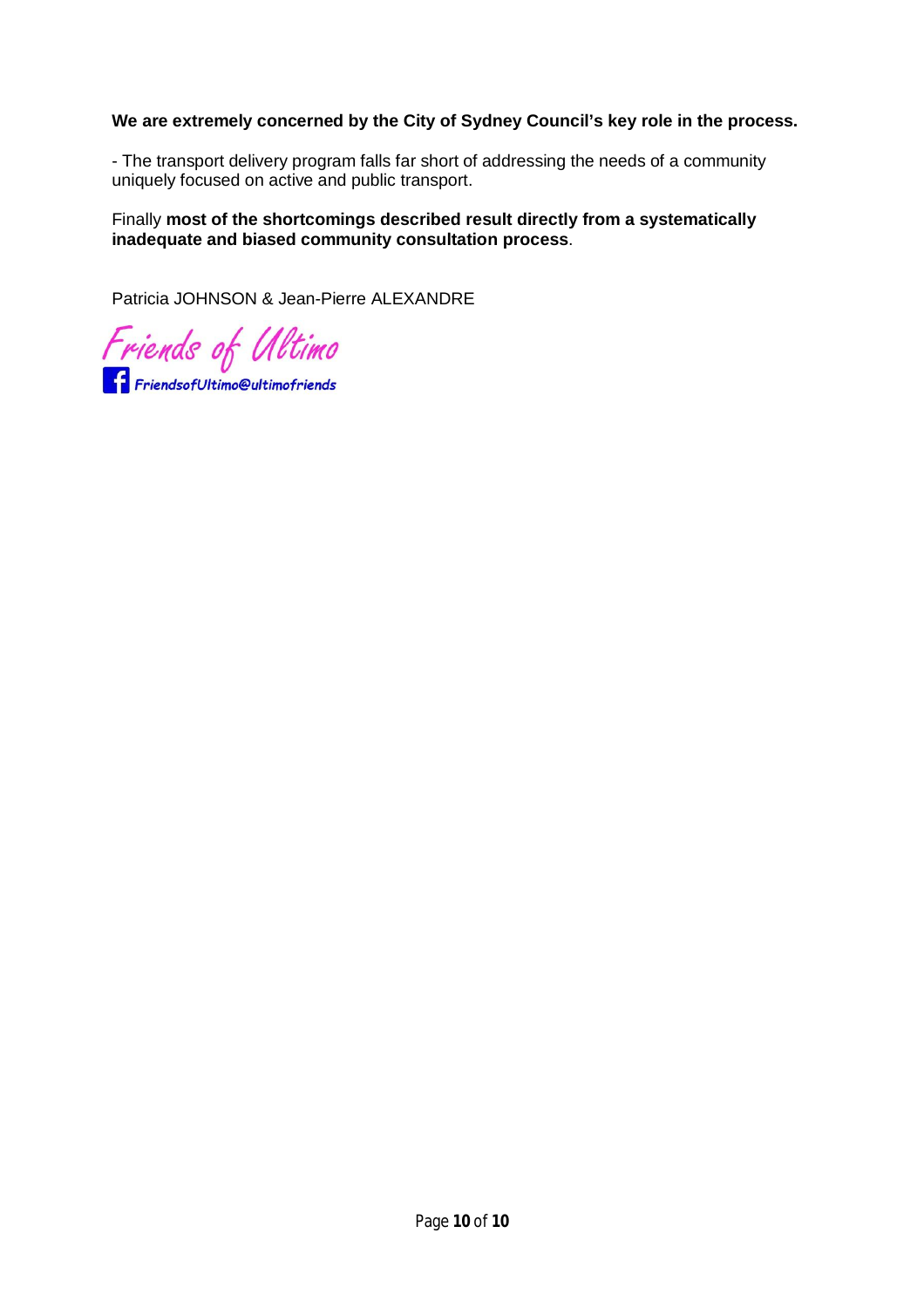**We are extremely concerned by the City of Sydney Council's key role in the process.**

- The transport delivery program falls far short of addressing the needs of a community uniquely focused on active and public transport.

Finally **most of the shortcomings described result directly from a systematically inadequate and biased community consultation process**.

Patricia JOHNSON & Jean-Pierre ALEXANDRE

*Friends of Ultimo*

*FriendsofUltimo@ultimofriends*